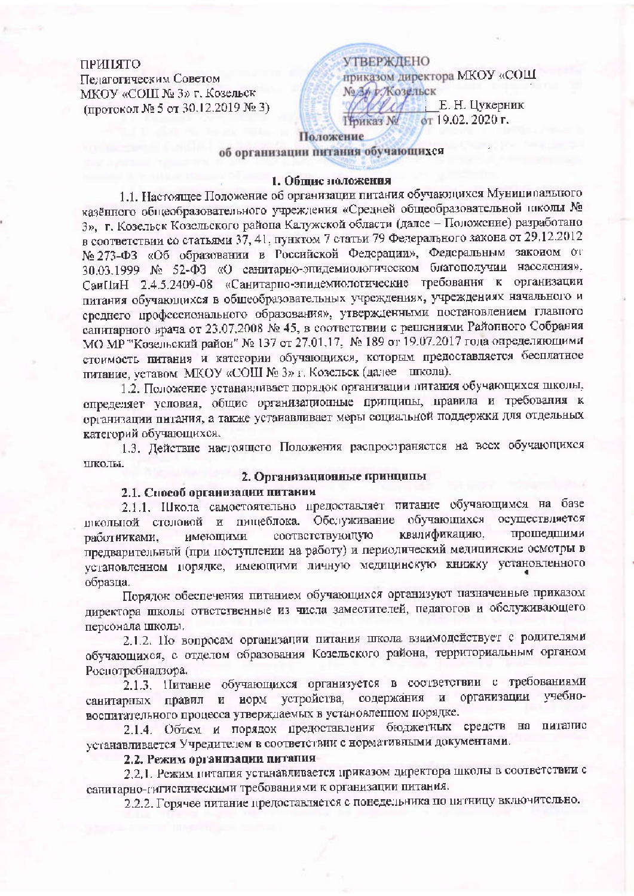ПРИНЯТО
Педагогическим Советом
МКОУ «СОШ № 3» г. Козельск
(протокол № 5 от 30.12.2019 № 3)

УТВЕРЖДЕНО
приказом директора МКОУ «СОШ
№ 3» г. Козельск
_____________ Е. Н. Цукерник
Приказ № от 19.02. 2020 г.

# Положение
## об организации питания обучающихся

### 1. Общие положения

1.1. Настоящее Положение об организации питания обучающихся Муниципального казённого общеобразовательного учреждения «Средней общеобразовательной школы № 3», г. Козельск Козельского района Калужской области (далее – Положение) разработано в соответствии со статьями 37, 41, пунктом 7 статьи 79 Федерального закона от 29.12.2012 № 273-ФЗ «Об образовании в Российской Федерации», Федеральным законом от 30.03.1999 № 52-ФЗ «О санитарно-эпидемиологическом благополучии населения», СанПиН 2.4.5.2409-08 «Санитарно-эпидемиологические требования к организации питания обучающихся в общеобразовательных учреждениях, учреждениях начального и среднего профессионального образования», утвержденными постановлением главного санитарного врача от 23.07.2008 № 45, в соответствии с решениями Районного Собрания МО МР "Козельский район" № 137 от 27.01.17, № 189 от 19.07.2017 года определяющими стоимость питания и категории обучающихся, которым предоставляется бесплатное питание, уставом МКОУ «СОШ № 3» г. Козельск (далее – школа).

1.2. Положение устанавливает порядок организации питания обучающихся школы, определяет условия, общие организационные принципы, правила и требования к организации питания, а также устанавливает меры социальной поддержки для отдельных категорий обучающихся.

1.3. Действие настоящего Положения распространяется на всех обучающихся школы.

### 2. Организационные принципы

**2.1. Способ организации питания**

2.1.1. Школа самостоятельно предоставляет питание обучающимся на базе школьной столовой и пищеблока. Обслуживание обучающихся осуществляется работниками, имеющими соответствующую квалификацию, прошедшими предварительный (при поступлении на работу) и периодический медицинские осмотры в установленном порядке, имеющими личную медицинскую книжку установленного образца.

Порядок обеспечения питанием обучающихся организуют назначенные приказом директора школы ответственные из числа заместителей, педагогов и обслуживающего персонала школы.

2.1.2. По вопросам организации питания школа взаимодействует с родителями обучающихся, с отделом образования Козельского района, территориальным органом Роспотребнадзора.

2.1.3. Питание обучающихся организуется в соответствии с требованиями санитарных правил и норм устройства, содержания и организации учебно-воспитательного процесса утверждаемых в установленном порядке.

2.1.4. Объем и порядок предоставления бюджетных средств на питание устанавливается Учредителем в соответствии с нормативными документами.

**2.2. Режим организации питания**

2.2.1. Режим питания устанавливается приказом директора школы в соответствии с санитарно-гигиеническими требованиями к организации питания.

2.2.2. Горячее питание предоставляется с понедельника по пятницу включительно.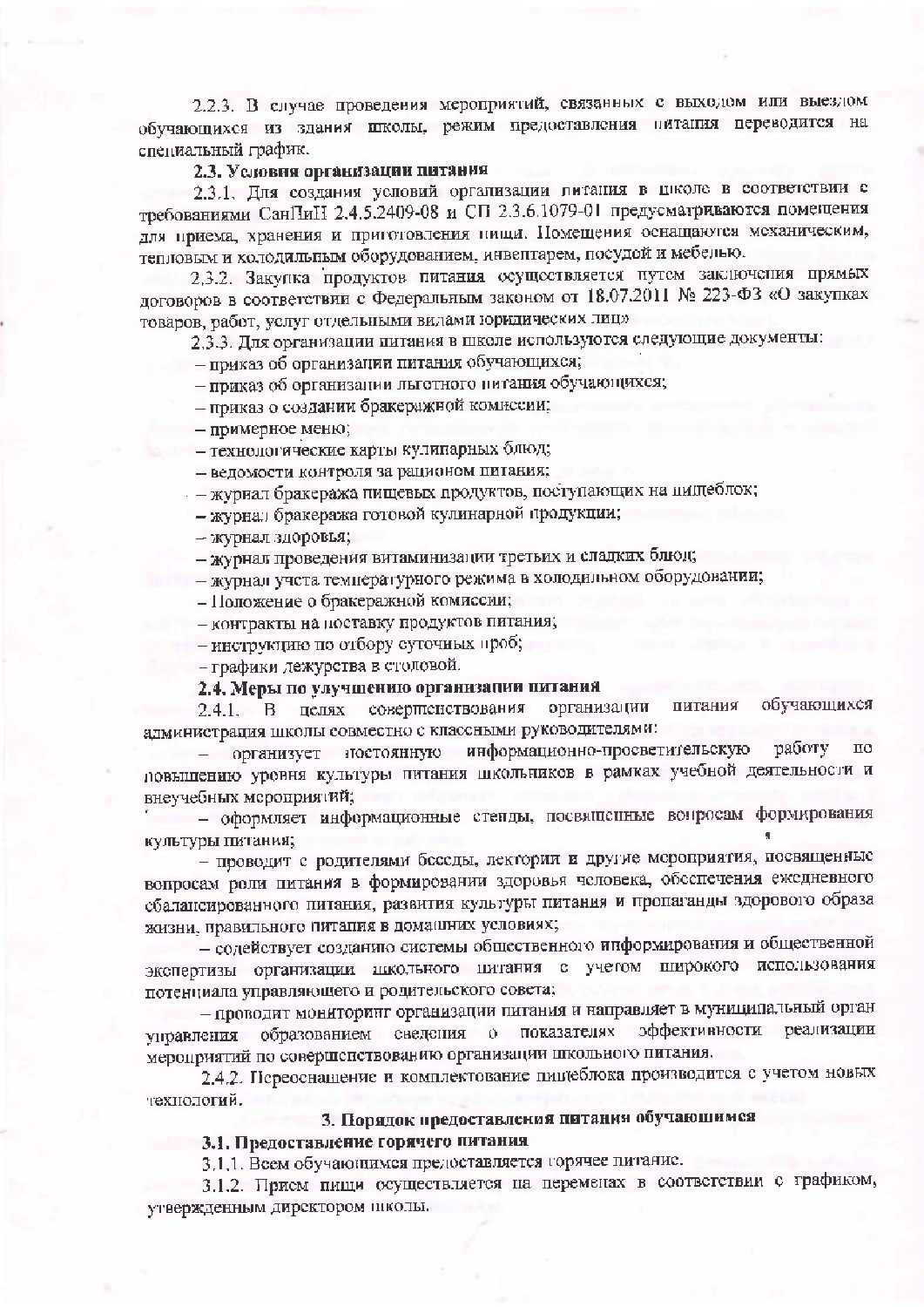2.2.3. В случае проведения мероприятий, связанных с выходом или выездом обучающихся из здания школы, режим предоставления питания переводится на специальный график.

**2.3. Условия организации питания**

2.3.1. Для создания условий организации питания в школе в соответствии с требованиями СанПиН 2.4.5.2409-08 и СП 2.3.6.1079-01 предусматриваются помещения для приема, хранения и приготовления пищи. Помещения оснащаются механическим, тепловым и холодильным оборудованием, инвентарем, посудой и мебелью.

2.3.2. Закупка продуктов питания осуществляется путем заключения прямых договоров в соответствии с Федеральным законом от 18.07.2011 № 223-ФЗ «О закупках товаров, работ, услуг отдельными видами юридических лиц»

2.3.3. Для организации питания в школе используются следующие документы:

- приказ об организации питания обучающихся;
- приказ об организации льготного питания обучающихся;
- приказ о создании бракеражной комиссии;
- примерное меню;
- технологические карты кулинарных блюд;
- ведомости контроля за рационом питания;
- журнал бракеража пищевых продуктов, поступающих на пищеблок;
- журнал бракеража готовой кулинарной продукции;
- журнал здоровья;
- журнал проведения витаминизации третьих и сладких блюд;
- журнал учета температурного режима в холодильном оборудовании;
- Положение о бракеражной комиссии;
- контракты на поставку продуктов питания;
- инструкцию по отбору суточных проб;
- графики дежурства в столовой.

**2.4. Меры по улучшению организации питания**

2.4.1. В целях совершенствования организации питания обучающихся администрация школы совместно с классными руководителями:

- организует постоянную информационно-просветительскую работу по повышению уровня культуры питания школьников в рамках учебной деятельности и внеучебных мероприятий;
- оформляет информационные стенды, посвященные вопросам формирования культуры питания;
- проводит с родителями беседы, лектории и другие мероприятия, посвященные вопросам роли питания в формировании здоровья человека, обеспечения ежедневного сбалансированного питания, развития культуры питания и пропаганды здорового образа жизни, правильного питания в домашних условиях;
- содействует созданию системы общественного информирования и общественной экспертизы организации школьного питания с учетом широкого использования потенциала управляющего и родительского совета;
- проводит мониторинг организации питания и направляет в муниципальный орган управления образованием сведения о показателях эффективности реализации мероприятий по совершенствованию организации школьного питания.

2.4.2. Переоснащение и комплектование пищеблока производится с учетом новых технологий.

## 3. Порядок предоставления питания обучающимся

**3.1. Предоставление горячего питания**

3.1.1. Всем обучающимся предоставляется горячее питание.

3.1.2. Прием пищи осуществляется на переменах в соответствии с графиком, утвержденным директором школы.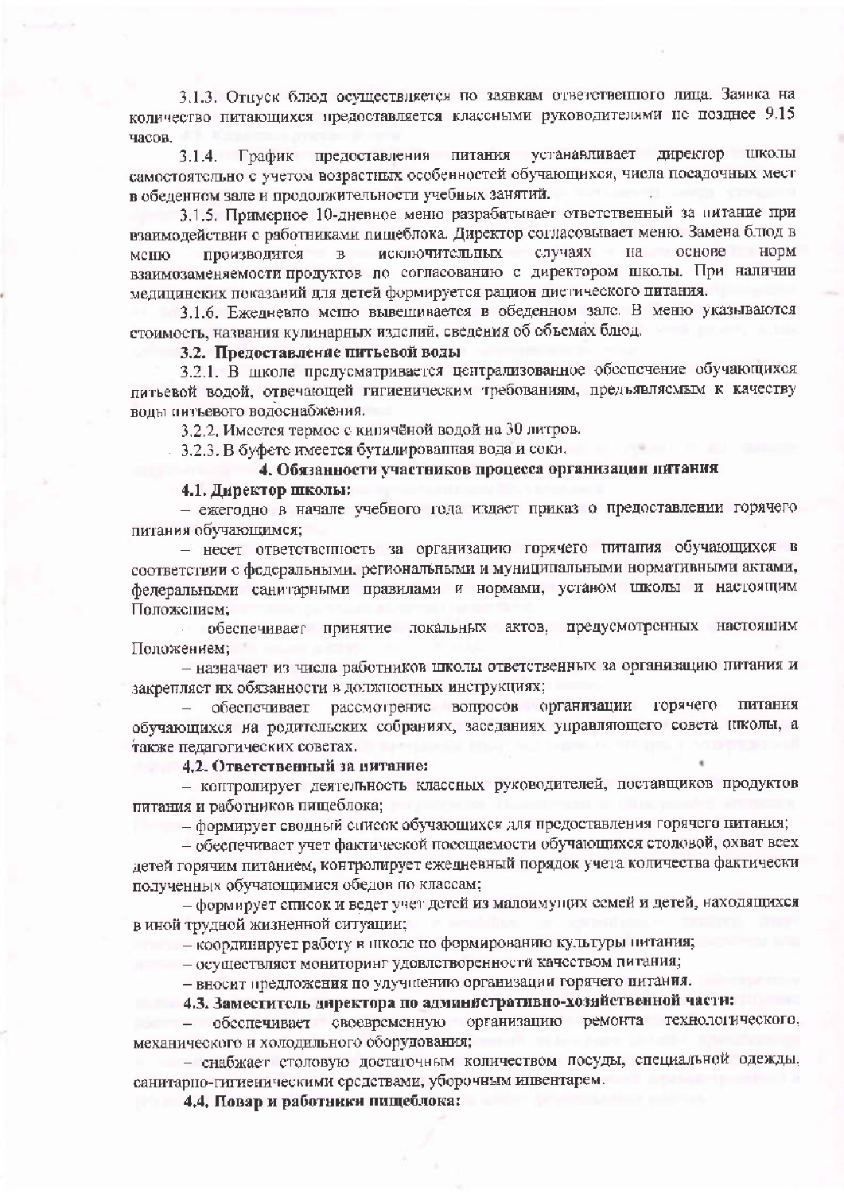3.1.3. Отпуск блюд осуществляется по заявкам ответственного лица. Заявка на количество питающихся предоставляется классными руководителями не позднее 9.15 часов.

3.1.4. График предоставления питания устанавливает директор школы самостоятельно с учетом возрастных особенностей обучающихся, числа посадочных мест в обеденном зале и продолжительности учебных занятий.

3.1.5. Примерное 10-дневное меню разрабатывает ответственный за питание при взаимодействии с работниками пищеблока. Директор согласовывает меню. Замена блюд в меню производится в исключительных случаях на основе норм взаимозаменяемости продуктов по согласованию с директором школы. При наличии медицинских показаний для детей формируется рацион диетического питания.

3.1.6. Ежедневно меню вывешивается в обеденном зале. В меню указываются стоимость, названия кулинарных изделий, сведения об объемах блюд.

**3.2. Предоставление питьевой воды**

3.2.1. В школе предусматривается централизованное обеспечение обучающихся питьевой водой, отвечающей гигиеническим требованиям, предъявляемым к качеству воды питьевого водоснабжения.

3.2.2. Имеется термос с кипячёной водой на 30 литров.

3.2.3. В буфете имеется бутилированная вода и соки.

## 4. Обязанности участников процесса организации питания

**4.1. Директор школы:**

– ежегодно в начале учебного года издает приказ о предоставлении горячего питания обучающимся;

– несет ответственность за организацию горячего питания обучающихся в соответствии с федеральными, региональными и муниципальными нормативными актами, федеральными санитарными правилами и нормами, уставом школы и настоящим Положением;

– обеспечивает принятие локальных актов, предусмотренных настоящим Положением;

– назначает из числа работников школы ответственных за организацию питания и закрепляет их обязанности в должностных инструкциях;

– обеспечивает рассмотрение вопросов организации горячего питания обучающихся на родительских собраниях, заседаниях управляющего совета школы, а также педагогических советах.

**4.2. Ответственный за питание:**

– контролирует деятельность классных руководителей, поставщиков продуктов питания и работников пищеблока;

– формирует сводный список обучающихся для предоставления горячего питания;

– обеспечивает учет фактической посещаемости обучающихся столовой, охват всех детей горячим питанием, контролирует ежедневный порядок учета количества фактически полученных обучающимися обедов по классам;

– формирует список и ведет учет детей из малоимущих семей и детей, находящихся в иной трудной жизненной ситуации;

– координирует работу в школе по формированию культуры питания;

– осуществляет мониторинг удовлетворенности качеством питания;

– вносит предложения по улучшению организации горячего питания.

**4.3. Заместитель директора по административно-хозяйственной части:**

– обеспечивает своевременную организацию ремонта технологического, механического и холодильного оборудования;

– снабжает столовую достаточным количеством посуды, специальной одежды, санитарно-гигиеническими средствами, уборочным инвентарем.

**4.4. Повар и работники пищеблока:**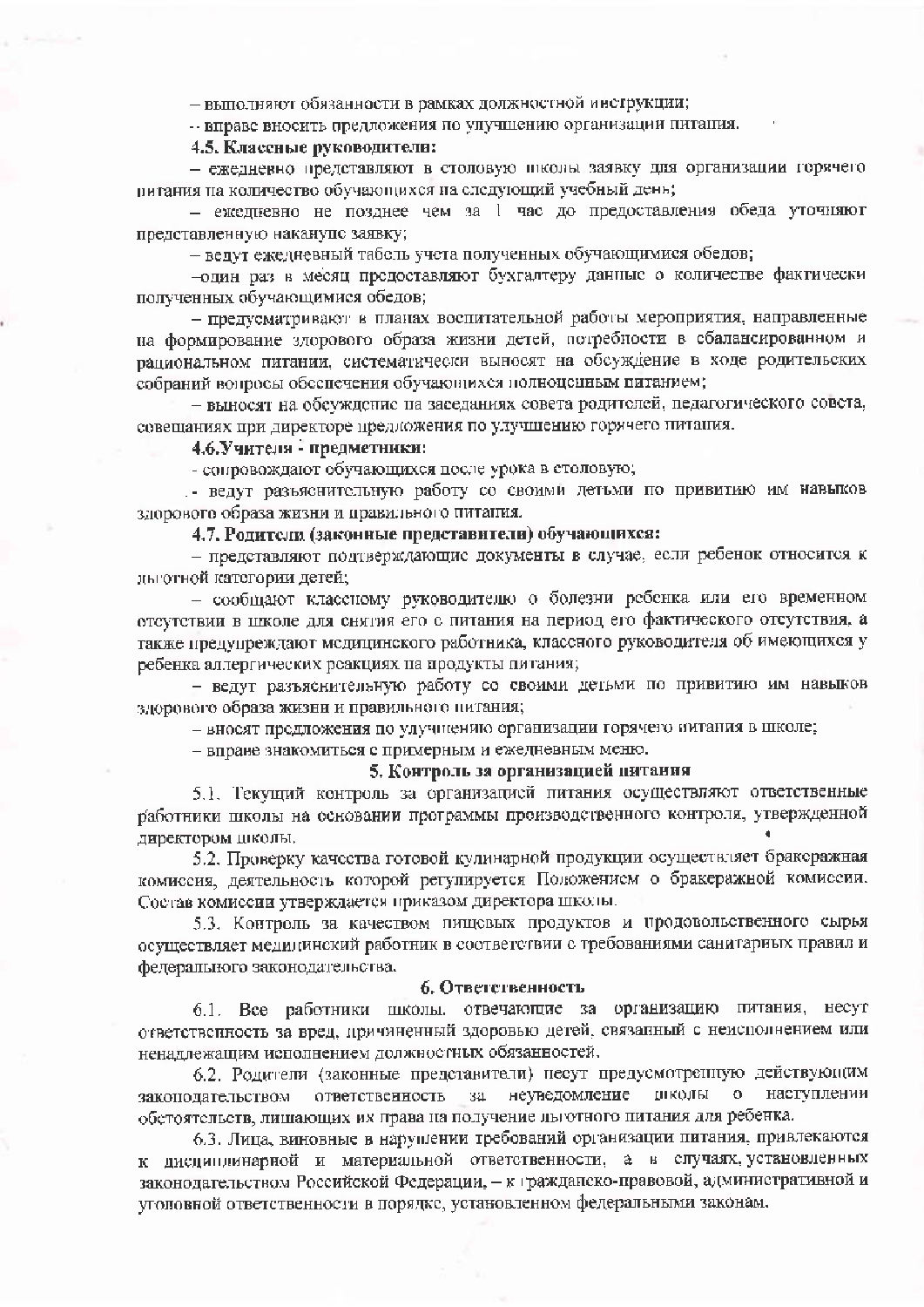– выполняют обязанности в рамках должностной инструкции;

– вправе вносить предложения по улучшению организации питания.

**4.5. Классные руководители:**

– ежедневно представляют в столовую школы заявку для организации горячего питания на количество обучающихся на следующий учебный день;

– ежедневно не позднее чем за 1 час до предоставления обеда уточняют представленную накануне заявку;

– ведут ежедневный табель учета полученных обучающимися обедов;

–один раз в месяц предоставляют бухгалтеру данные о количестве фактически полученных обучающимися обедов;

– предусматривают в планах воспитательной работы мероприятия, направленные на формирование здорового образа жизни детей, потребности в сбалансированном и рациональном питании, систематически выносят на обсуждение в ходе родительских собраний вопросы обеспечения обучающихся полноценным питанием;

– выносят на обсуждение на заседаниях совета родителей, педагогического совета, совещаниях при директоре предложения по улучшению горячего питания.

**4.6.Учителя - предметники:**

- сопровождают обучающихся после урока в столовую;

- ведут разъяснительную работу со своими детьми по привитию им навыков здорового образа жизни и правильного питания.

**4.7. Родители (законные представители) обучающихся:**

– представляют подтверждающие документы в случае, если ребенок относится к льготной категории детей;

– сообщают классному руководителю о болезни ребенка или его временном отсутствии в школе для снятия его с питания на период его фактического отсутствия, а также предупреждают медицинского работника, классного руководителя об имеющихся у ребенка аллергических реакциях на продукты питания;

– ведут разъяснительную работу со своими детьми по привитию им навыков здорового образа жизни и правильного питания;

– вносят предложения по улучшению организации горячего питания в школе;

– вправе знакомиться с примерным и ежедневным меню.

## 5. Контроль за организацией питания

5.1. Текущий контроль за организацией питания осуществляют ответственные работники школы на основании программы производственного контроля, утвержденной директором школы.

5.2. Проверку качества готовой кулинарной продукции осуществляет бракеражная комиссия, деятельность которой регулируется Положением о бракеражной комиссии. Состав комиссии утверждается приказом директора школы.

5.3. Контроль за качеством пищевых продуктов и продовольственного сырья осуществляет медицинский работник в соответствии с требованиями санитарных правил и федерального законодательства.

## 6. Ответственность

6.1. Все работники школы, отвечающие за организацию питания, несут ответственность за вред, причиненный здоровью детей, связанный с неисполнением или ненадлежащим исполнением должностных обязанностей.

6.2. Родители (законные представители) несут предусмотренную действующим законодательством ответственность за неуведомление школы о наступлении обстоятельств, лишающих их права на получение льготного питания для ребенка.

6.3. Лица, виновные в нарушении требований организации питания, привлекаются к дисциплинарной и материальной ответственности, а в случаях, установленных законодательством Российской Федерации, – к гражданско-правовой, административной и уголовной ответственности в порядке, установленном федеральными законами.